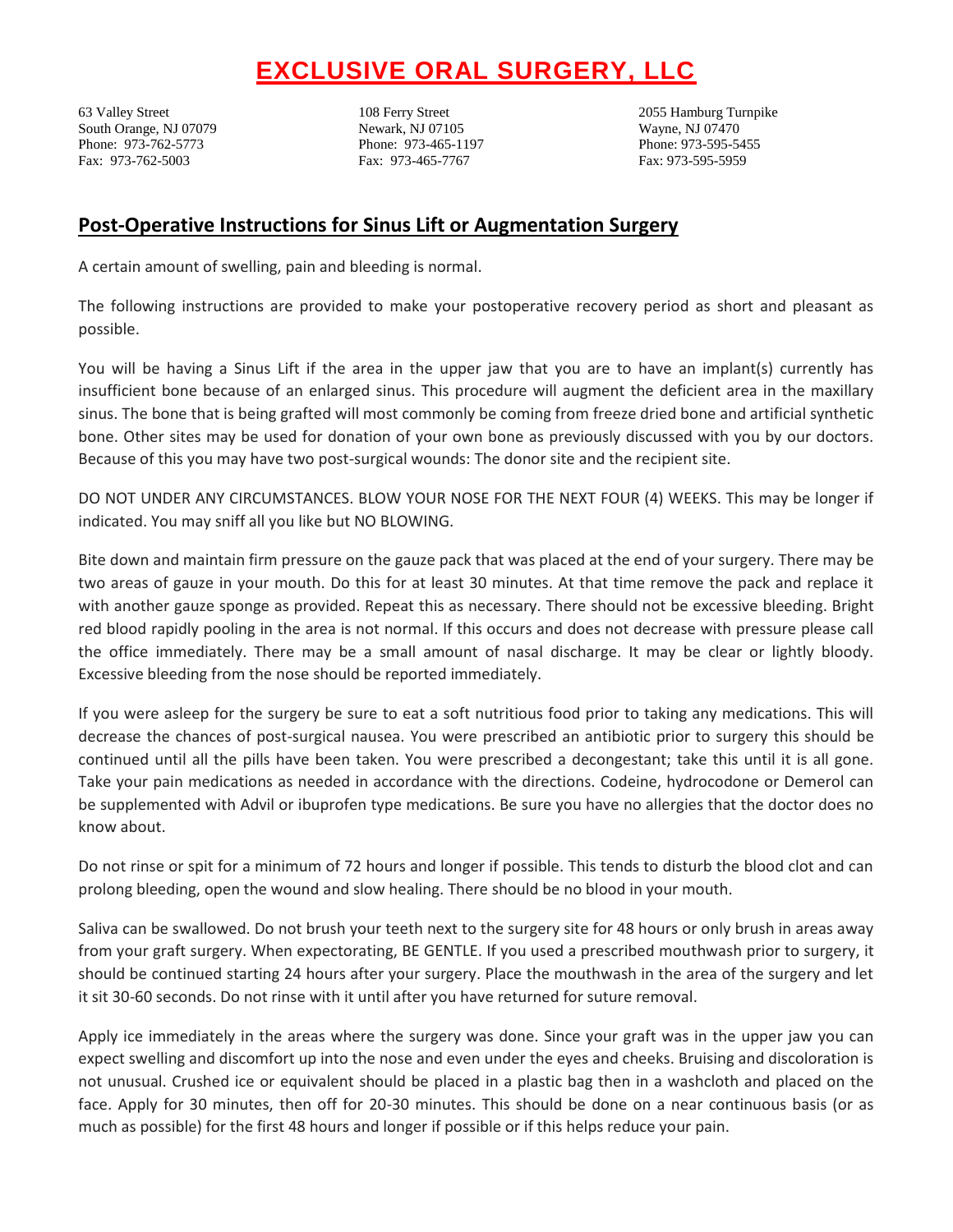# EXCLUSIVE ORAL SURGERY, LLC

63 Valley Street
South Orange, NJ 07079
Phone: 973-762-5773
Fax: 973-762-5003

108 Ferry Street
Newark, NJ 07105
Phone: 973-465-1197
Fax: 973-465-7767

2055 Hamburg Turnpike
Wayne, NJ 07470
Phone: 973-595-5455
Fax: 973-595-5959

## Post-Operative Instructions for Sinus Lift or Augmentation Surgery

A certain amount of swelling, pain and bleeding is normal.

The following instructions are provided to make your postoperative recovery period as short and pleasant as possible.

You will be having a Sinus Lift if the area in the upper jaw that you are to have an implant(s) currently has insufficient bone because of an enlarged sinus. This procedure will augment the deficient area in the maxillary sinus. The bone that is being grafted will most commonly be coming from freeze dried bone and artificial synthetic bone. Other sites may be used for donation of your own bone as previously discussed with you by our doctors. Because of this you may have two post-surgical wounds: The donor site and the recipient site.

DO NOT UNDER ANY CIRCUMSTANCES. BLOW YOUR NOSE FOR THE NEXT FOUR (4) WEEKS. This may be longer if indicated. You may sniff all you like but NO BLOWING.

Bite down and maintain firm pressure on the gauze pack that was placed at the end of your surgery. There may be two areas of gauze in your mouth. Do this for at least 30 minutes. At that time remove the pack and replace it with another gauze sponge as provided. Repeat this as necessary. There should not be excessive bleeding. Bright red blood rapidly pooling in the area is not normal. If this occurs and does not decrease with pressure please call the office immediately. There may be a small amount of nasal discharge. It may be clear or lightly bloody. Excessive bleeding from the nose should be reported immediately.

If you were asleep for the surgery be sure to eat a soft nutritious food prior to taking any medications. This will decrease the chances of post-surgical nausea. You were prescribed an antibiotic prior to surgery this should be continued until all the pills have been taken. You were prescribed a decongestant; take this until it is all gone. Take your pain medications as needed in accordance with the directions. Codeine, hydrocodone or Demerol can be supplemented with Advil or ibuprofen type medications. Be sure you have no allergies that the doctor does no know about.

Do not rinse or spit for a minimum of 72 hours and longer if possible. This tends to disturb the blood clot and can prolong bleeding, open the wound and slow healing. There should be no blood in your mouth.

Saliva can be swallowed. Do not brush your teeth next to the surgery site for 48 hours or only brush in areas away from your graft surgery. When expectorating, BE GENTLE. If you used a prescribed mouthwash prior to surgery, it should be continued starting 24 hours after your surgery. Place the mouthwash in the area of the surgery and let it sit 30-60 seconds. Do not rinse with it until after you have returned for suture removal.

Apply ice immediately in the areas where the surgery was done. Since your graft was in the upper jaw you can expect swelling and discomfort up into the nose and even under the eyes and cheeks. Bruising and discoloration is not unusual. Crushed ice or equivalent should be placed in a plastic bag then in a washcloth and placed on the face. Apply for 30 minutes, then off for 20-30 minutes. This should be done on a near continuous basis (or as much as possible) for the first 48 hours and longer if possible or if this helps reduce your pain.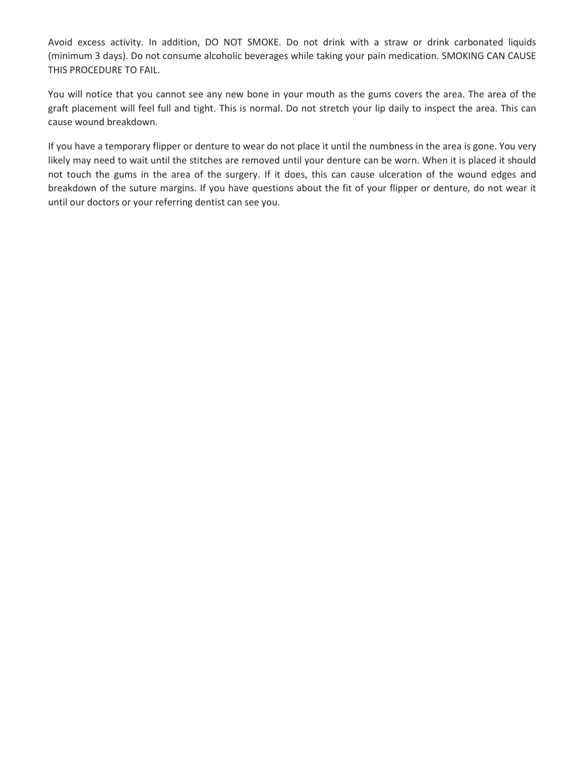Avoid excess activity. In addition, DO NOT SMOKE. Do not drink with a straw or drink carbonated liquids (minimum 3 days). Do not consume alcoholic beverages while taking your pain medication. SMOKING CAN CAUSE THIS PROCEDURE TO FAIL.

You will notice that you cannot see any new bone in your mouth as the gums covers the area. The area of the graft placement will feel full and tight. This is normal. Do not stretch your lip daily to inspect the area. This can cause wound breakdown.

If you have a temporary flipper or denture to wear do not place it until the numbness in the area is gone. You very likely may need to wait until the stitches are removed until your denture can be worn. When it is placed it should not touch the gums in the area of the surgery. If it does, this can cause ulceration of the wound edges and breakdown of the suture margins. If you have questions about the fit of your flipper or denture, do not wear it until our doctors or your referring dentist can see you.